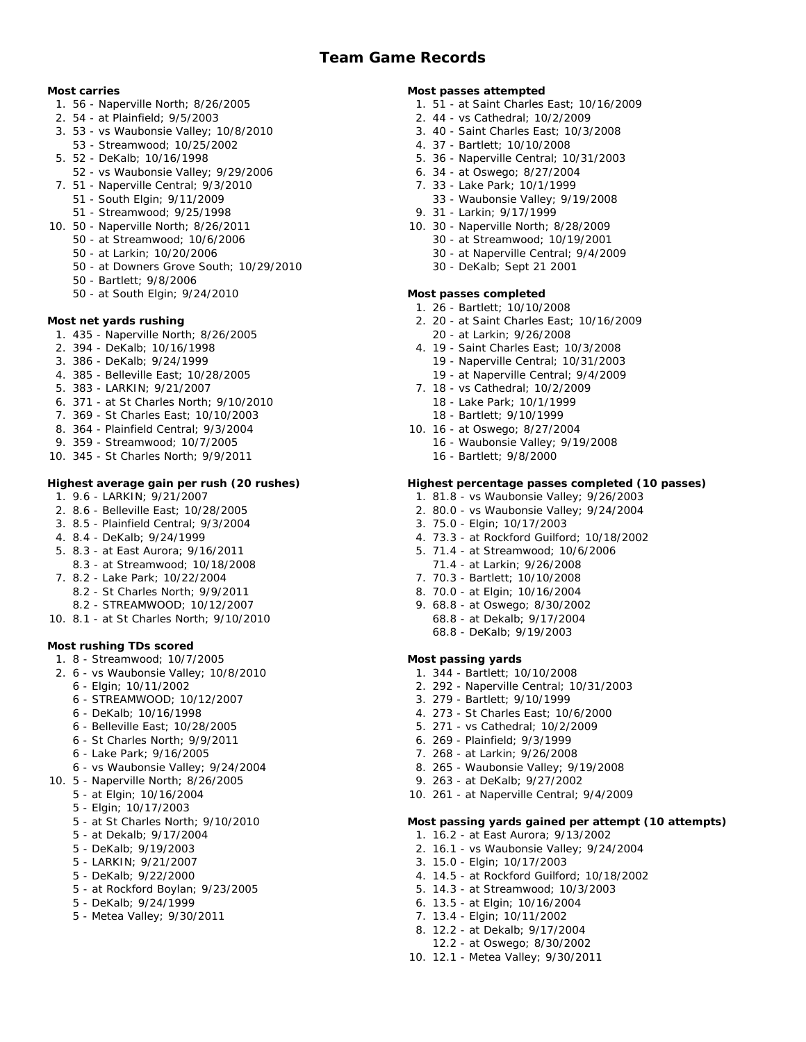# Team Game Records

**Most carries**

1. 56 - Naperville North; 8/26/2005
2. 54 - at Plainfield; 9/5/2003
3. 53 - vs Waubonsie Valley; 10/8/2010
   53 - Streamwood; 10/25/2002
5. 52 - DeKalb; 10/16/1998
   52 - vs Waubonsie Valley; 9/29/2006
7. 51 - Naperville Central; 9/3/2010
   51 - South Elgin; 9/11/2009
   51 - Streamwood; 9/25/1998
10. 50 - Naperville North; 8/26/2011
    50 - at Streamwood; 10/6/2006
    50 - at Larkin; 10/20/2006
    50 - at Downers Grove South; 10/29/2010
    50 - Bartlett; 9/8/2006
    50 - at South Elgin; 9/24/2010

**Most net yards rushing**

1. 435 - Naperville North; 8/26/2005
2. 394 - DeKalb; 10/16/1998
3. 386 - DeKalb; 9/24/1999
4. 385 - Belleville East; 10/28/2005
5. 383 - LARKIN; 9/21/2007
6. 371 - at St Charles North; 9/10/2010
7. 369 - St Charles East; 10/10/2003
8. 364 - Plainfield Central; 9/3/2004
9. 359 - Streamwood; 10/7/2005
10. 345 - St Charles North; 9/9/2011

**Highest average gain per rush (20 rushes)**

1. 9.6 - LARKIN; 9/21/2007
2. 8.6 - Belleville East; 10/28/2005
3. 8.5 - Plainfield Central; 9/3/2004
4. 8.4 - DeKalb; 9/24/1999
5. 8.3 - at East Aurora; 9/16/2011
   8.3 - at Streamwood; 10/18/2008
7. 8.2 - Lake Park; 10/22/2004
   8.2 - St Charles North; 9/9/2011
   8.2 - STREAMWOOD; 10/12/2007
10. 8.1 - at St Charles North; 9/10/2010

**Most rushing TDs scored**

1. 8 - Streamwood; 10/7/2005
2. 6 - vs Waubonsie Valley; 10/8/2010
   6 - Elgin; 10/11/2002
   6 - STREAMWOOD; 10/12/2007
   6 - DeKalb; 10/16/1998
   6 - Belleville East; 10/28/2005
   6 - St Charles North; 9/9/2011
   6 - Lake Park; 9/16/2005
   6 - vs Waubonsie Valley; 9/24/2004
10. 5 - Naperville North; 8/26/2005
    5 - at Elgin; 10/16/2004
    5 - Elgin; 10/17/2003
    5 - at St Charles North; 9/10/2010
    5 - at Dekalb; 9/17/2004
    5 - DeKalb; 9/19/2003
    5 - LARKIN; 9/21/2007
    5 - DeKalb; 9/22/2000
    5 - at Rockford Boylan; 9/23/2005
    5 - DeKalb; 9/24/1999
    5 - Metea Valley; 9/30/2011

**Most passes attempted**

1. 51 - at Saint Charles East; 10/16/2009
2. 44 - vs Cathedral; 10/2/2009
3. 40 - Saint Charles East; 10/3/2008
4. 37 - Bartlett; 10/10/2008
5. 36 - Naperville Central; 10/31/2003
6. 34 - at Oswego; 8/27/2004
7. 33 - Lake Park; 10/1/1999
   33 - Waubonsie Valley; 9/19/2008
9. 31 - Larkin; 9/17/1999
10. 30 - Naperville North; 8/28/2009
    30 - at Streamwood; 10/19/2001
    30 - at Naperville Central; 9/4/2009
    30 - DeKalb; Sept 21 2001

**Most passes completed**

1. 26 - Bartlett; 10/10/2008
2. 20 - at Saint Charles East; 10/16/2009
   20 - at Larkin; 9/26/2008
4. 19 - Saint Charles East; 10/3/2008
   19 - Naperville Central; 10/31/2003
   19 - at Naperville Central; 9/4/2009
7. 18 - vs Cathedral; 10/2/2009
   18 - Lake Park; 10/1/1999
   18 - Bartlett; 9/10/1999
10. 16 - at Oswego; 8/27/2004
    16 - Waubonsie Valley; 9/19/2008
    16 - Bartlett; 9/8/2000

**Highest percentage passes completed (10 passes)**

1. 81.8 - vs Waubonsie Valley; 9/26/2003
2. 80.0 - vs Waubonsie Valley; 9/24/2004
3. 75.0 - Elgin; 10/17/2003
4. 73.3 - at Rockford Guilford; 10/18/2002
5. 71.4 - at Streamwood; 10/6/2006
   71.4 - at Larkin; 9/26/2008
7. 70.3 - Bartlett; 10/10/2008
8. 70.0 - at Elgin; 10/16/2004
9. 68.8 - at Oswego; 8/30/2002
   68.8 - at Dekalb; 9/17/2004
   68.8 - DeKalb; 9/19/2003

**Most passing yards**

1. 344 - Bartlett; 10/10/2008
2. 292 - Naperville Central; 10/31/2003
3. 279 - Bartlett; 9/10/1999
4. 273 - St Charles East; 10/6/2000
5. 271 - vs Cathedral; 10/2/2009
6. 269 - Plainfield; 9/3/1999
7. 268 - at Larkin; 9/26/2008
8. 265 - Waubonsie Valley; 9/19/2008
9. 263 - at DeKalb; 9/27/2002
10. 261 - at Naperville Central; 9/4/2009

**Most passing yards gained per attempt (10 attempts)**

1. 16.2 - at East Aurora; 9/13/2002
2. 16.1 - vs Waubonsie Valley; 9/24/2004
3. 15.0 - Elgin; 10/17/2003
4. 14.5 - at Rockford Guilford; 10/18/2002
5. 14.3 - at Streamwood; 10/3/2003
6. 13.5 - at Elgin; 10/16/2004
7. 13.4 - Elgin; 10/11/2002
8. 12.2 - at Dekalb; 9/17/2004
   12.2 - at Oswego; 8/30/2002
10. 12.1 - Metea Valley; 9/30/2011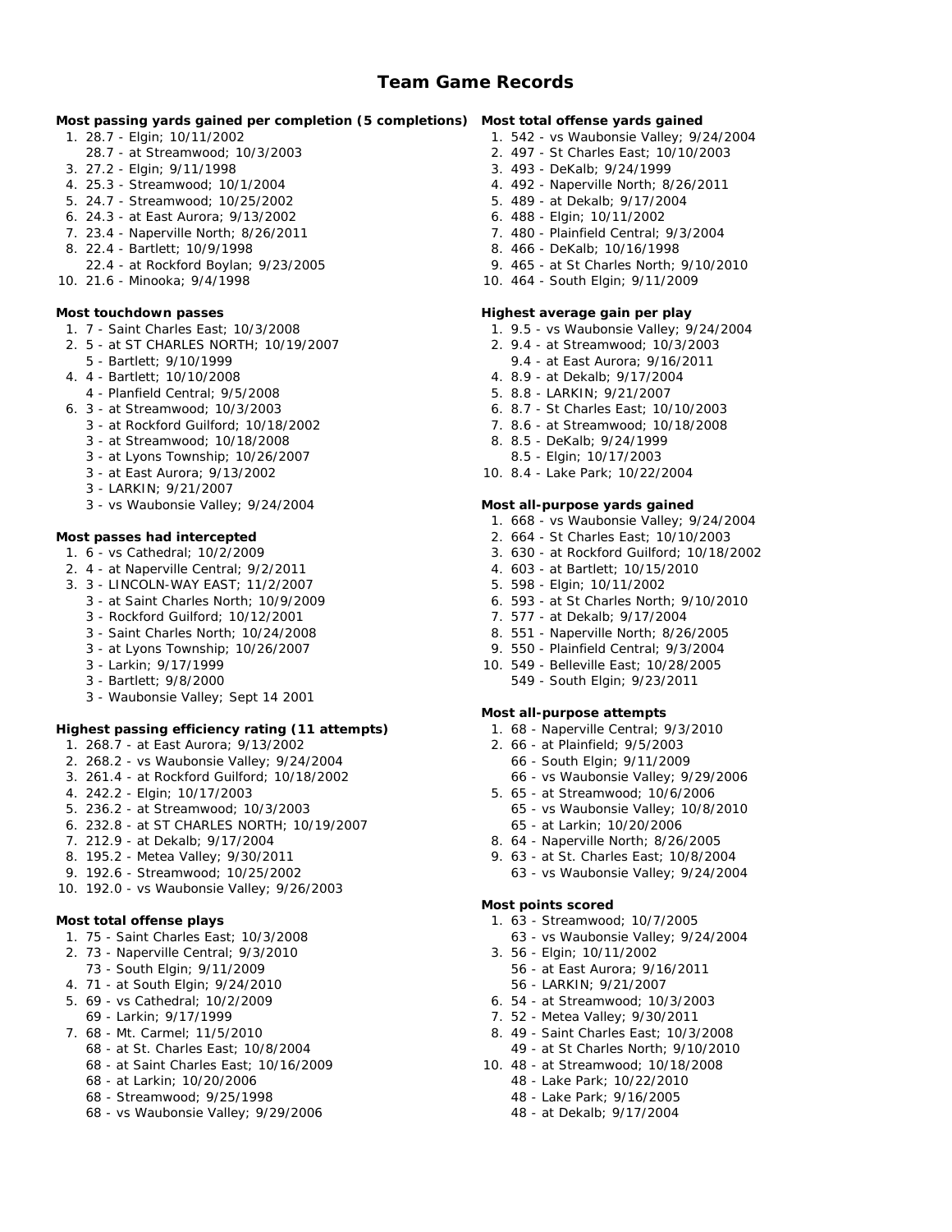# Team Game Records

**Most passing yards gained per completion (5 completions)**

1. 28.7 - Elgin; 10/11/2002
   28.7 - at Streamwood; 10/3/2003
3. 27.2 - Elgin; 9/11/1998
4. 25.3 - Streamwood; 10/1/2004
5. 24.7 - Streamwood; 10/25/2002
6. 24.3 - at East Aurora; 9/13/2002
7. 23.4 - Naperville North; 8/26/2011
8. 22.4 - Bartlett; 10/9/1998
   22.4 - at Rockford Boylan; 9/23/2005
10. 21.6 - Minooka; 9/4/1998

**Most touchdown passes**

1. 7 - Saint Charles East; 10/3/2008
2. 5 - at ST CHARLES NORTH; 10/19/2007
   5 - Bartlett; 9/10/1999
4. 4 - Bartlett; 10/10/2008
   4 - Planfield Central; 9/5/2008
6. 3 - at Streamwood; 10/3/2003
   3 - at Rockford Guilford; 10/18/2002
   3 - at Streamwood; 10/18/2008
   3 - at Lyons Township; 10/26/2007
   3 - at East Aurora; 9/13/2002
   3 - LARKIN; 9/21/2007
   3 - vs Waubonsie Valley; 9/24/2004

**Most passes had intercepted**

1. 6 - vs Cathedral; 10/2/2009
2. 4 - at Naperville Central; 9/2/2011
3. 3 - LINCOLN-WAY EAST; 11/2/2007
   3 - at Saint Charles North; 10/9/2009
   3 - Rockford Guilford; 10/12/2001
   3 - Saint Charles North; 10/24/2008
   3 - at Lyons Township; 10/26/2007
   3 - Larkin; 9/17/1999
   3 - Bartlett; 9/8/2000
   3 - Waubonsie Valley; Sept 14 2001

**Highest passing efficiency rating (11 attempts)**

1. 268.7 - at East Aurora; 9/13/2002
2. 268.2 - vs Waubonsie Valley; 9/24/2004
3. 261.4 - at Rockford Guilford; 10/18/2002
4. 242.2 - Elgin; 10/17/2003
5. 236.2 - at Streamwood; 10/3/2003
6. 232.8 - at ST CHARLES NORTH; 10/19/2007
7. 212.9 - at Dekalb; 9/17/2004
8. 195.2 - Metea Valley; 9/30/2011
9. 192.6 - Streamwood; 10/25/2002
10. 192.0 - vs Waubonsie Valley; 9/26/2003

**Most total offense plays**

1. 75 - Saint Charles East; 10/3/2008
2. 73 - Naperville Central; 9/3/2010
   73 - South Elgin; 9/11/2009
4. 71 - at South Elgin; 9/24/2010
5. 69 - vs Cathedral; 10/2/2009
   69 - Larkin; 9/17/1999
7. 68 - Mt. Carmel; 11/5/2010
   68 - at St. Charles East; 10/8/2004
   68 - at Saint Charles East; 10/16/2009
   68 - at Larkin; 10/20/2006
   68 - Streamwood; 9/25/1998
   68 - vs Waubonsie Valley; 9/29/2006

**Most total offense yards gained**

1. 542 - vs Waubonsie Valley; 9/24/2004
2. 497 - St Charles East; 10/10/2003
3. 493 - DeKalb; 9/24/1999
4. 492 - Naperville North; 8/26/2011
5. 489 - at Dekalb; 9/17/2004
6. 488 - Elgin; 10/11/2002
7. 480 - Plainfield Central; 9/3/2004
8. 466 - DeKalb; 10/16/1998
9. 465 - at St Charles North; 9/10/2010
10. 464 - South Elgin; 9/11/2009

**Highest average gain per play**

1. 9.5 - vs Waubonsie Valley; 9/24/2004
2. 9.4 - at Streamwood; 10/3/2003
   9.4 - at East Aurora; 9/16/2011
4. 8.9 - at Dekalb; 9/17/2004
5. 8.8 - LARKIN; 9/21/2007
6. 8.7 - St Charles East; 10/10/2003
7. 8.6 - at Streamwood; 10/18/2008
8. 8.5 - DeKalb; 9/24/1999
   8.5 - Elgin; 10/17/2003
10. 8.4 - Lake Park; 10/22/2004

**Most all-purpose yards gained**

1. 668 - vs Waubonsie Valley; 9/24/2004
2. 664 - St Charles East; 10/10/2003
3. 630 - at Rockford Guilford; 10/18/2002
4. 603 - at Bartlett; 10/15/2010
5. 598 - Elgin; 10/11/2002
6. 593 - at St Charles North; 9/10/2010
7. 577 - at Dekalb; 9/17/2004
8. 551 - Naperville North; 8/26/2005
9. 550 - Plainfield Central; 9/3/2004
10. 549 - Belleville East; 10/28/2005
    549 - South Elgin; 9/23/2011

**Most all-purpose attempts**

1. 68 - Naperville Central; 9/3/2010
2. 66 - at Plainfield; 9/5/2003
   66 - South Elgin; 9/11/2009
   66 - vs Waubonsie Valley; 9/29/2006
5. 65 - at Streamwood; 10/6/2006
   65 - vs Waubonsie Valley; 10/8/2010
   65 - at Larkin; 10/20/2006
8. 64 - Naperville North; 8/26/2005
9. 63 - at St. Charles East; 10/8/2004
   63 - vs Waubonsie Valley; 9/24/2004

**Most points scored**

1. 63 - Streamwood; 10/7/2005
   63 - vs Waubonsie Valley; 9/24/2004
3. 56 - Elgin; 10/11/2002
   56 - at East Aurora; 9/16/2011
   56 - LARKIN; 9/21/2007
6. 54 - at Streamwood; 10/3/2003
7. 52 - Metea Valley; 9/30/2011
8. 49 - Saint Charles East; 10/3/2008
   49 - at St Charles North; 9/10/2010
10. 48 - at Streamwood; 10/18/2008
    48 - Lake Park; 10/22/2010
    48 - Lake Park; 9/16/2005
    48 - at Dekalb; 9/17/2004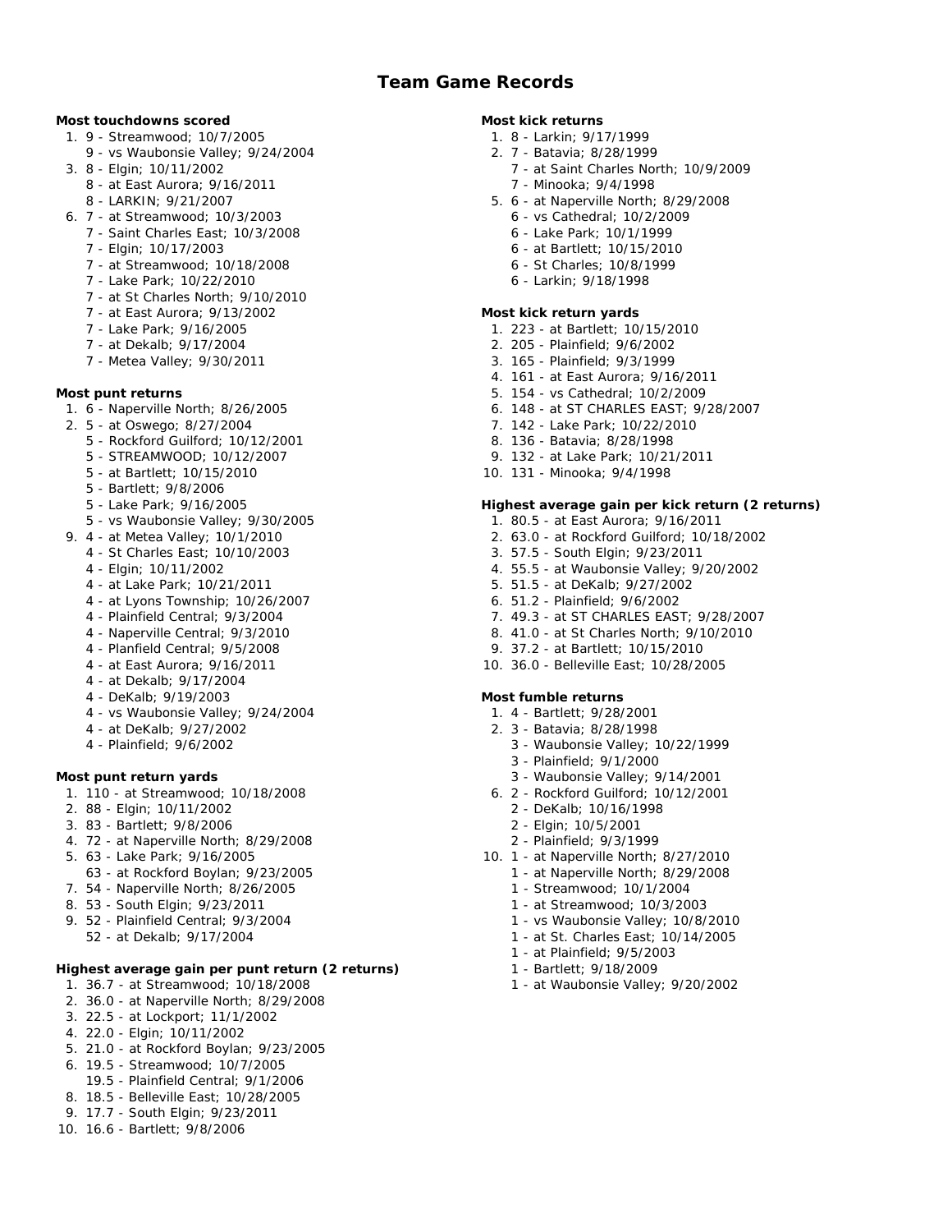# Team Game Records

**Most touchdowns scored**

1. 9 - Streamwood; 10/7/2005
   9 - vs Waubonsie Valley; 9/24/2004
3. 8 - Elgin; 10/11/2002
   8 - at East Aurora; 9/16/2011
   8 - LARKIN; 9/21/2007
6. 7 - at Streamwood; 10/3/2003
   7 - Saint Charles East; 10/3/2008
   7 - Elgin; 10/17/2003
   7 - at Streamwood; 10/18/2008
   7 - Lake Park; 10/22/2010
   7 - at St Charles North; 9/10/2010
   7 - at East Aurora; 9/13/2002
   7 - Lake Park; 9/16/2005
   7 - at Dekalb; 9/17/2004
   7 - Metea Valley; 9/30/2011

**Most punt returns**

1. 6 - Naperville North; 8/26/2005
2. 5 - at Oswego; 8/27/2004
   5 - Rockford Guilford; 10/12/2001
   5 - STREAMWOOD; 10/12/2007
   5 - at Bartlett; 10/15/2010
   5 - Bartlett; 9/8/2006
   5 - Lake Park; 9/16/2005
   5 - vs Waubonsie Valley; 9/30/2005
9. 4 - at Metea Valley; 10/1/2010
   4 - St Charles East; 10/10/2003
   4 - Elgin; 10/11/2002
   4 - at Lake Park; 10/21/2011
   4 - at Lyons Township; 10/26/2007
   4 - Plainfield Central; 9/3/2004
   4 - Naperville Central; 9/3/2010
   4 - Planfield Central; 9/5/2008
   4 - at East Aurora; 9/16/2011
   4 - at Dekalb; 9/17/2004
   4 - DeKalb; 9/19/2003
   4 - vs Waubonsie Valley; 9/24/2004
   4 - at DeKalb; 9/27/2002
   4 - Plainfield; 9/6/2002

**Most punt return yards**

1. 110 - at Streamwood; 10/18/2008
2. 88 - Elgin; 10/11/2002
3. 83 - Bartlett; 9/8/2006
4. 72 - at Naperville North; 8/29/2008
5. 63 - Lake Park; 9/16/2005
   63 - at Rockford Boylan; 9/23/2005
7. 54 - Naperville North; 8/26/2005
8. 53 - South Elgin; 9/23/2011
9. 52 - Plainfield Central; 9/3/2004
   52 - at Dekalb; 9/17/2004

**Highest average gain per punt return (2 returns)**

1. 36.7 - at Streamwood; 10/18/2008
2. 36.0 - at Naperville North; 8/29/2008
3. 22.5 - at Lockport; 11/1/2002
4. 22.0 - Elgin; 10/11/2002
5. 21.0 - at Rockford Boylan; 9/23/2005
6. 19.5 - Streamwood; 10/7/2005
   19.5 - Plainfield Central; 9/1/2006
8. 18.5 - Belleville East; 10/28/2005
9. 17.7 - South Elgin; 9/23/2011
10. 16.6 - Bartlett; 9/8/2006

**Most kick returns**

1. 8 - Larkin; 9/17/1999
2. 7 - Batavia; 8/28/1999
   7 - at Saint Charles North; 10/9/2009
   7 - Minooka; 9/4/1998
5. 6 - at Naperville North; 8/29/2008
   6 - vs Cathedral; 10/2/2009
   6 - Lake Park; 10/1/1999
   6 - at Bartlett; 10/15/2010
   6 - St Charles; 10/8/1999
   6 - Larkin; 9/18/1998

**Most kick return yards**

1. 223 - at Bartlett; 10/15/2010
2. 205 - Plainfield; 9/6/2002
3. 165 - Plainfield; 9/3/1999
4. 161 - at East Aurora; 9/16/2011
5. 154 - vs Cathedral; 10/2/2009
6. 148 - at ST CHARLES EAST; 9/28/2007
7. 142 - Lake Park; 10/22/2010
8. 136 - Batavia; 8/28/1998
9. 132 - at Lake Park; 10/21/2011
10. 131 - Minooka; 9/4/1998

**Highest average gain per kick return (2 returns)**

1. 80.5 - at East Aurora; 9/16/2011
2. 63.0 - at Rockford Guilford; 10/18/2002
3. 57.5 - South Elgin; 9/23/2011
4. 55.5 - at Waubonsie Valley; 9/20/2002
5. 51.5 - at DeKalb; 9/27/2002
6. 51.2 - Plainfield; 9/6/2002
7. 49.3 - at ST CHARLES EAST; 9/28/2007
8. 41.0 - at St Charles North; 9/10/2010
9. 37.2 - at Bartlett; 10/15/2010
10. 36.0 - Belleville East; 10/28/2005

**Most fumble returns**

1. 4 - Bartlett; 9/28/2001
2. 3 - Batavia; 8/28/1998
   3 - Waubonsie Valley; 10/22/1999
   3 - Plainfield; 9/1/2000
   3 - Waubonsie Valley; 9/14/2001
6. 2 - Rockford Guilford; 10/12/2001
   2 - DeKalb; 10/16/1998
   2 - Elgin; 10/5/2001
   2 - Plainfield; 9/3/1999
10. 1 - at Naperville North; 8/27/2010
    1 - at Naperville North; 8/29/2008
    1 - Streamwood; 10/1/2004
    1 - at Streamwood; 10/3/2003
    1 - vs Waubonsie Valley; 10/8/2010
    1 - at St. Charles East; 10/14/2005
    1 - at Plainfield; 9/5/2003
    1 - Bartlett; 9/18/2009
    1 - at Waubonsie Valley; 9/20/2002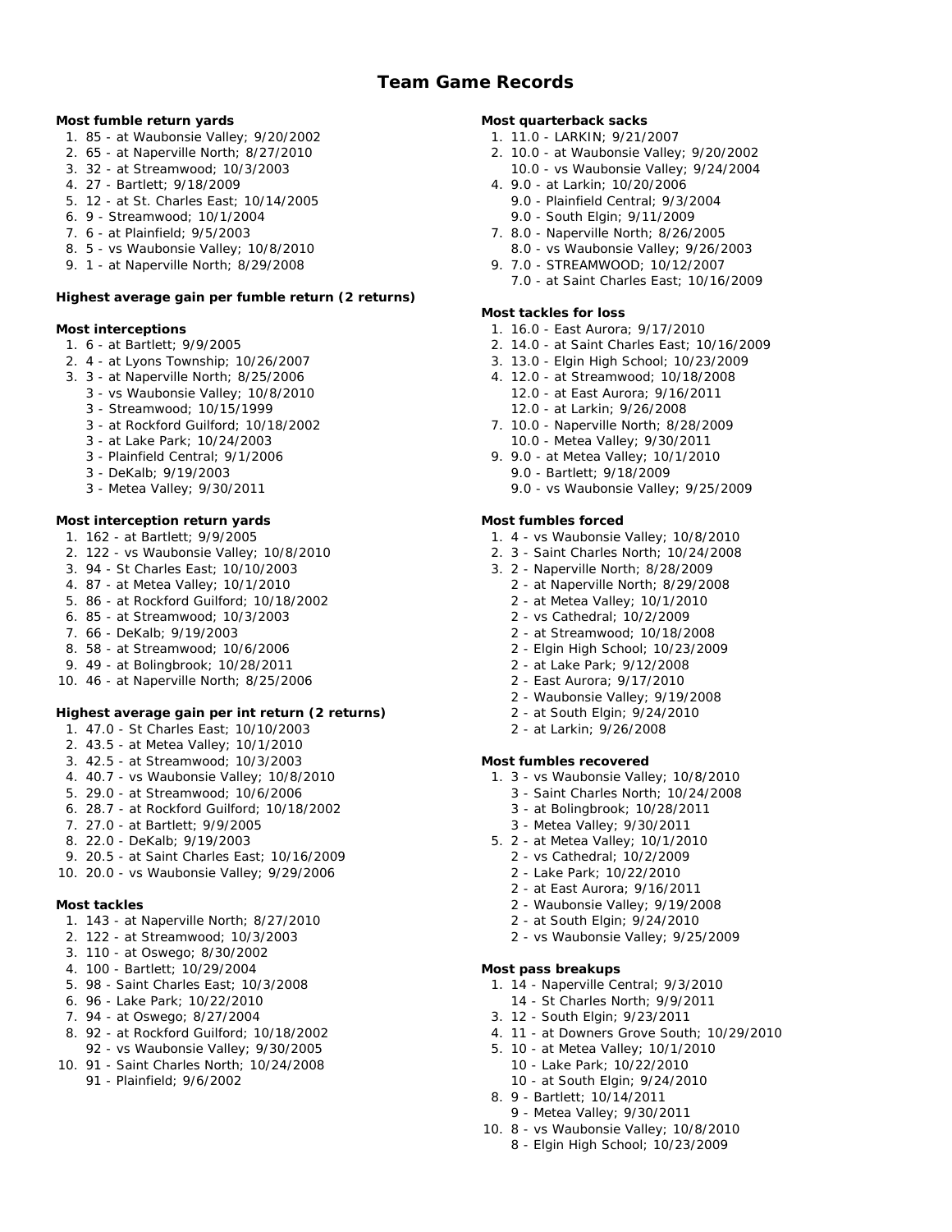# Team Game Records

**Most fumble return yards**

1. 85 - at Waubonsie Valley; 9/20/2002
2. 65 - at Naperville North; 8/27/2010
3. 32 - at Streamwood; 10/3/2003
4. 27 - Bartlett; 9/18/2009
5. 12 - at St. Charles East; 10/14/2005
6. 9 - Streamwood; 10/1/2004
7. 6 - at Plainfield; 9/5/2003
8. 5 - vs Waubonsie Valley; 10/8/2010
9. 1 - at Naperville North; 8/29/2008

**Highest average gain per fumble return (2 returns)**

**Most interceptions**

1. 6 - at Bartlett; 9/9/2005
2. 4 - at Lyons Township; 10/26/2007
3. 3 - at Naperville North; 8/25/2006
   3 - vs Waubonsie Valley; 10/8/2010
   3 - Streamwood; 10/15/1999
   3 - at Rockford Guilford; 10/18/2002
   3 - at Lake Park; 10/24/2003
   3 - Plainfield Central; 9/1/2006
   3 - DeKalb; 9/19/2003
   3 - Metea Valley; 9/30/2011

**Most interception return yards**

1. 162 - at Bartlett; 9/9/2005
2. 122 - vs Waubonsie Valley; 10/8/2010
3. 94 - St Charles East; 10/10/2003
4. 87 - at Metea Valley; 10/1/2010
5. 86 - at Rockford Guilford; 10/18/2002
6. 85 - at Streamwood; 10/3/2003
7. 66 - DeKalb; 9/19/2003
8. 58 - at Streamwood; 10/6/2006
9. 49 - at Bolingbrook; 10/28/2011
10. 46 - at Naperville North; 8/25/2006

**Highest average gain per int return (2 returns)**

1. 47.0 - St Charles East; 10/10/2003
2. 43.5 - at Metea Valley; 10/1/2010
3. 42.5 - at Streamwood; 10/3/2003
4. 40.7 - vs Waubonsie Valley; 10/8/2010
5. 29.0 - at Streamwood; 10/6/2006
6. 28.7 - at Rockford Guilford; 10/18/2002
7. 27.0 - at Bartlett; 9/9/2005
8. 22.0 - DeKalb; 9/19/2003
9. 20.5 - at Saint Charles East; 10/16/2009
10. 20.0 - vs Waubonsie Valley; 9/29/2006

**Most tackles**

1. 143 - at Naperville North; 8/27/2010
2. 122 - at Streamwood; 10/3/2003
3. 110 - at Oswego; 8/30/2002
4. 100 - Bartlett; 10/29/2004
5. 98 - Saint Charles East; 10/3/2008
6. 96 - Lake Park; 10/22/2010
7. 94 - at Oswego; 8/27/2004
8. 92 - at Rockford Guilford; 10/18/2002
   92 - vs Waubonsie Valley; 9/30/2005
10. 91 - Saint Charles North; 10/24/2008
   91 - Plainfield; 9/6/2002

**Most quarterback sacks**

1. 11.0 - LARKIN; 9/21/2007
2. 10.0 - at Waubonsie Valley; 9/20/2002
   10.0 - vs Waubonsie Valley; 9/24/2004
4. 9.0 - at Larkin; 10/20/2006
   9.0 - Plainfield Central; 9/3/2004
   9.0 - South Elgin; 9/11/2009
7. 8.0 - Naperville North; 8/26/2005
   8.0 - vs Waubonsie Valley; 9/26/2003
9. 7.0 - STREAMWOOD; 10/12/2007
   7.0 - at Saint Charles East; 10/16/2009

**Most tackles for loss**

1. 16.0 - East Aurora; 9/17/2010
2. 14.0 - at Saint Charles East; 10/16/2009
3. 13.0 - Elgin High School; 10/23/2009
4. 12.0 - at Streamwood; 10/18/2008
   12.0 - at East Aurora; 9/16/2011
   12.0 - at Larkin; 9/26/2008
7. 10.0 - Naperville North; 8/28/2009
   10.0 - Metea Valley; 9/30/2011
9. 9.0 - at Metea Valley; 10/1/2010
   9.0 - Bartlett; 9/18/2009
   9.0 - vs Waubonsie Valley; 9/25/2009

**Most fumbles forced**

1. 4 - vs Waubonsie Valley; 10/8/2010
2. 3 - Saint Charles North; 10/24/2008
3. 2 - Naperville North; 8/28/2009
   2 - at Naperville North; 8/29/2008
   2 - at Metea Valley; 10/1/2010
   2 - vs Cathedral; 10/2/2009
   2 - at Streamwood; 10/18/2008
   2 - Elgin High School; 10/23/2009
   2 - at Lake Park; 9/12/2008
   2 - East Aurora; 9/17/2010
   2 - Waubonsie Valley; 9/19/2008
   2 - at South Elgin; 9/24/2010
   2 - at Larkin; 9/26/2008

**Most fumbles recovered**

1. 3 - vs Waubonsie Valley; 10/8/2010
   3 - Saint Charles North; 10/24/2008
   3 - at Bolingbrook; 10/28/2011
   3 - Metea Valley; 9/30/2011
5. 2 - at Metea Valley; 10/1/2010
   2 - vs Cathedral; 10/2/2009
   2 - Lake Park; 10/22/2010
   2 - at East Aurora; 9/16/2011
   2 - Waubonsie Valley; 9/19/2008
   2 - at South Elgin; 9/24/2010
   2 - vs Waubonsie Valley; 9/25/2009

**Most pass breakups**

1. 14 - Naperville Central; 9/3/2010
   14 - St Charles North; 9/9/2011
3. 12 - South Elgin; 9/23/2011
4. 11 - at Downers Grove South; 10/29/2010
5. 10 - at Metea Valley; 10/1/2010
   10 - Lake Park; 10/22/2010
   10 - at South Elgin; 9/24/2010
8. 9 - Bartlett; 10/14/2011
   9 - Metea Valley; 9/30/2011
10. 8 - vs Waubonsie Valley; 10/8/2010
   8 - Elgin High School; 10/23/2009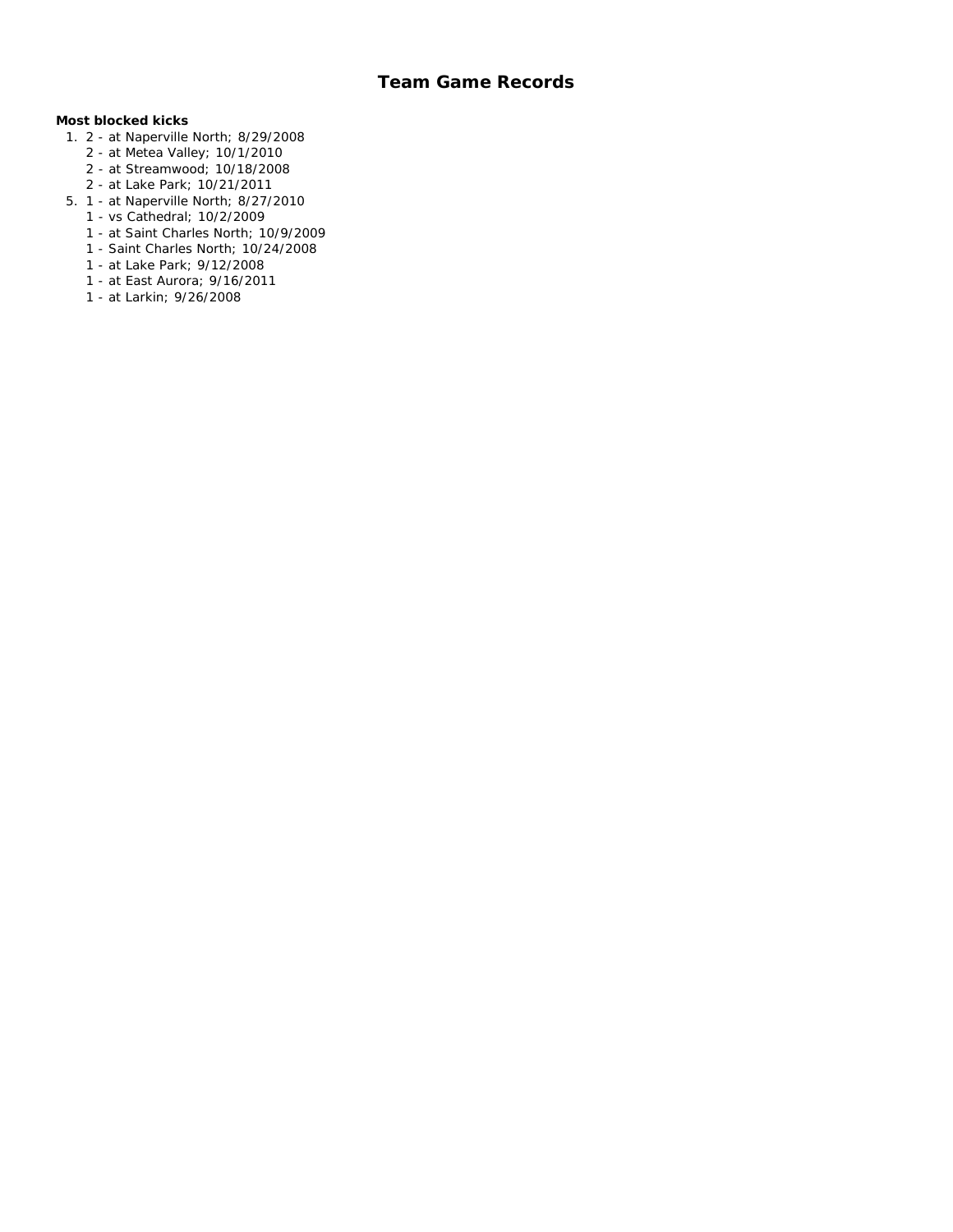## Team Game Records

**Most blocked kicks**

1. 2 - at Naperville North; 8/29/2008
   2 - at Metea Valley; 10/1/2010
   2 - at Streamwood; 10/18/2008
   2 - at Lake Park; 10/21/2011
5. 1 - at Naperville North; 8/27/2010
   1 - vs Cathedral; 10/2/2009
   1 - at Saint Charles North; 10/9/2009
   1 - Saint Charles North; 10/24/2008
   1 - at Lake Park; 9/12/2008
   1 - at East Aurora; 9/16/2011
   1 - at Larkin; 9/26/2008